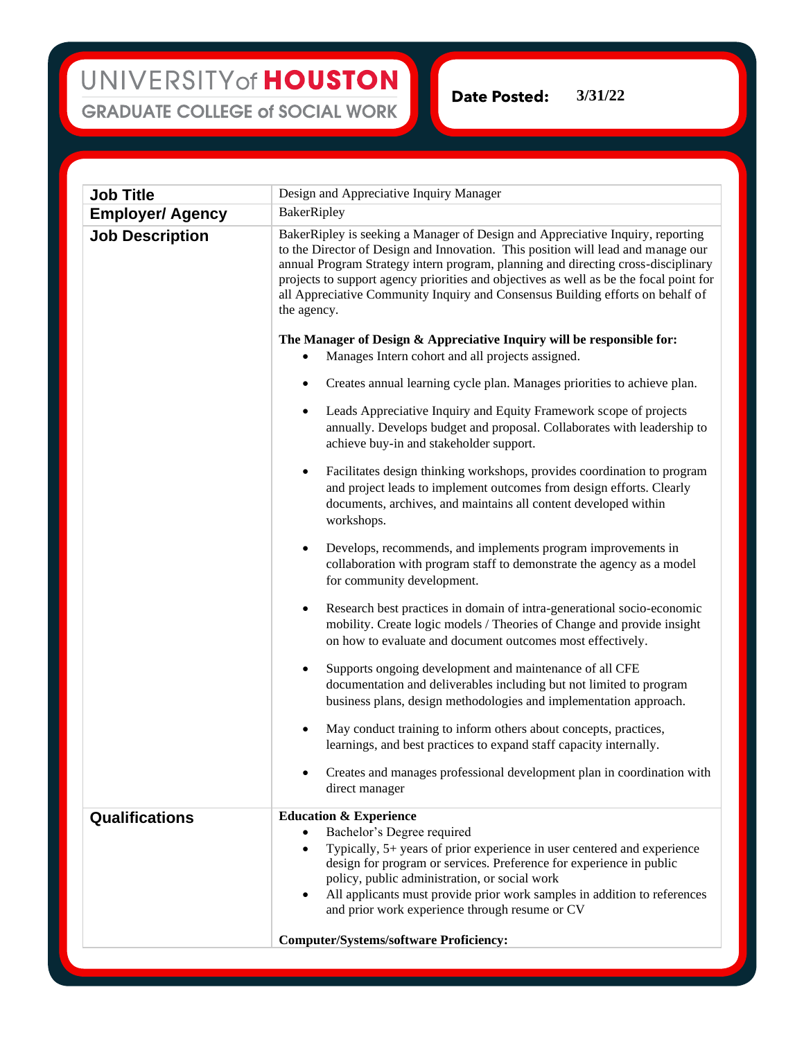UNIVERSITY of HOUSTON
GRADUATE COLLEGE of SOCIAL WORK

**Date Posted:** 3/31/22

| **Job Title** | Design and Appreciative Inquiry Manager |
|---|---|
| **Employer/ Agency** | BakerRipley |
| **Job Description** | BakerRipley is seeking a Manager of Design and Appreciative Inquiry, reporting to the Director of Design and Innovation. This position will lead and manage our annual Program Strategy intern program, planning and directing cross-disciplinary projects to support agency priorities and objectives as well as be the focal point for all Appreciative Community Inquiry and Consensus Building efforts on behalf of the agency.<br><br>**The Manager of Design & Appreciative Inquiry will be responsible for:**<br>• Manages Intern cohort and all projects assigned.<br>• Creates annual learning cycle plan. Manages priorities to achieve plan.<br>• Leads Appreciative Inquiry and Equity Framework scope of projects annually. Develops budget and proposal. Collaborates with leadership to achieve buy-in and stakeholder support.<br>• Facilitates design thinking workshops, provides coordination to program and project leads to implement outcomes from design efforts. Clearly documents, archives, and maintains all content developed within workshops.<br>• Develops, recommends, and implements program improvements in collaboration with program staff to demonstrate the agency as a model for community development.<br>• Research best practices in domain of intra-generational socio-economic mobility. Create logic models / Theories of Change and provide insight on how to evaluate and document outcomes most effectively.<br>• Supports ongoing development and maintenance of all CFE documentation and deliverables including but not limited to program business plans, design methodologies and implementation approach.<br>• May conduct training to inform others about concepts, practices, learnings, and best practices to expand staff capacity internally.<br>• Creates and manages professional development plan in coordination with direct manager |
| **Qualifications** | **Education & Experience**<br>• Bachelor's Degree required<br>• Typically, 5+ years of prior experience in user centered and experience design for program or services. Preference for experience in public policy, public administration, or social work<br>• All applicants must provide prior work samples in addition to references and prior work experience through resume or CV<br><br>**Computer/Systems/software Proficiency:** |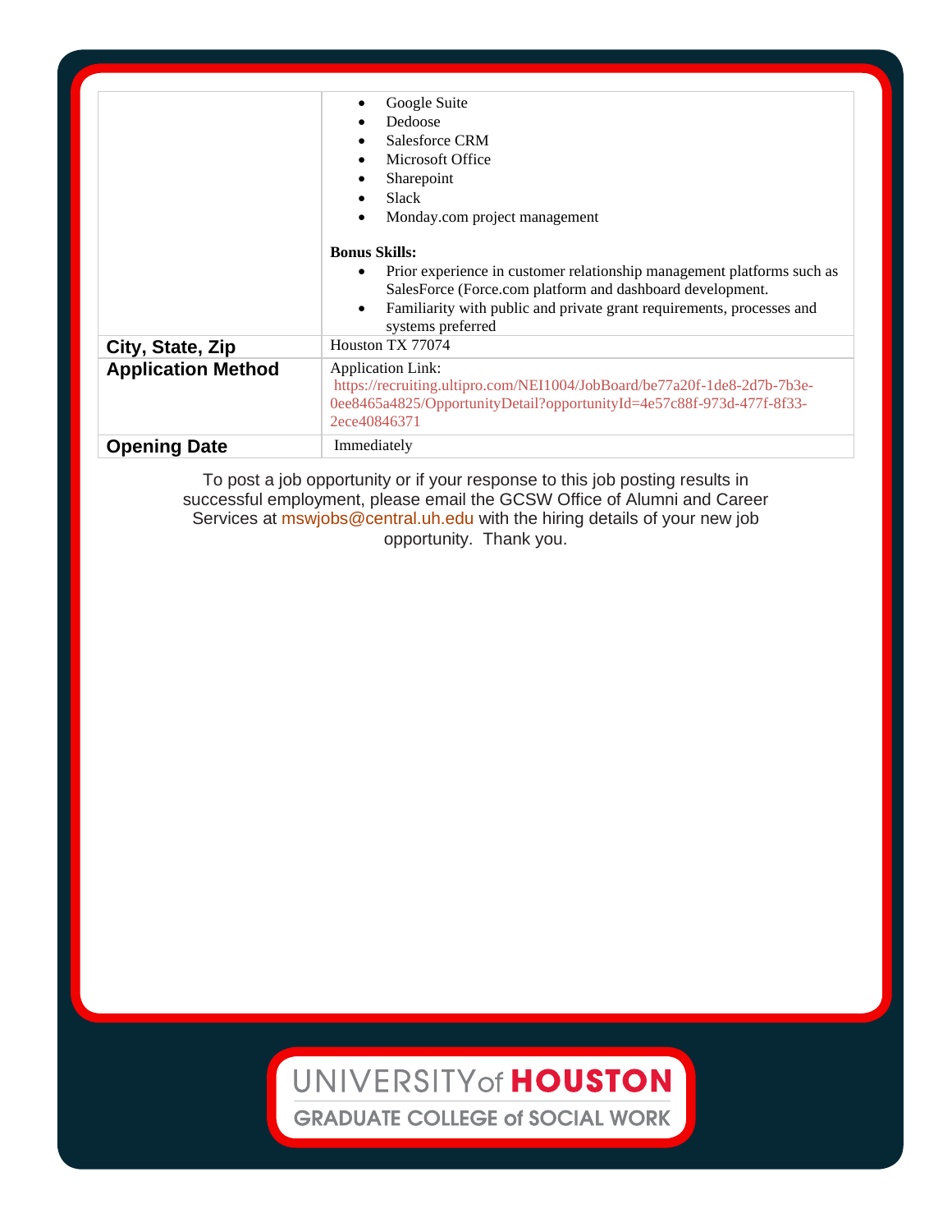| | |
|---|---|
| | • Google Suite<br>• Dedoose<br>• Salesforce CRM<br>• Microsoft Office<br>• Sharepoint<br>• Slack<br>• Monday.com project management<br><br>**Bonus Skills:**<br>• Prior experience in customer relationship management platforms such as SalesForce (Force.com platform and dashboard development.<br>• Familiarity with public and private grant requirements, processes and systems preferred |
| **City, State, Zip** | Houston TX 77074 |
| **Application Method** | Application Link:<br>https://recruiting.ultipro.com/NEI1004/JobBoard/be77a20f-1de8-2d7b-7b3e-0ee8465a4825/OpportunityDetail?opportunityId=4e57c88f-973d-477f-8f33-2ece40846371 |
| **Opening Date** | Immediately |

To post a job opportunity or if your response to this job posting results in successful employment, please email the GCSW Office of Alumni and Career Services at mswjobs@central.uh.edu with the hiring details of your new job opportunity. Thank you.

UNIVERSITY of HOUSTON

GRADUATE COLLEGE of SOCIAL WORK